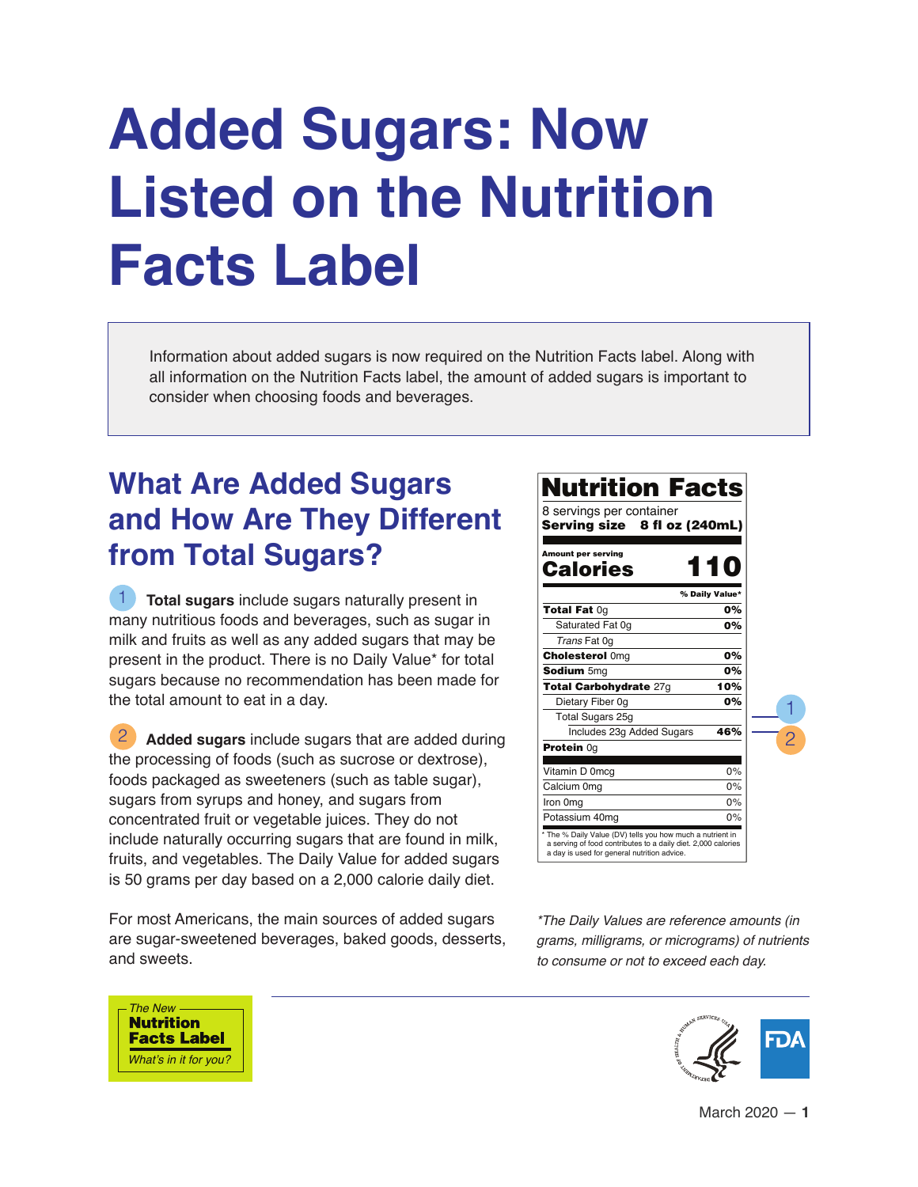# Added Sugars: Now Listed on the Nutrition Facts Label

Information about added sugars is now required on the Nutrition Facts label. Along with all information on the Nutrition Facts label, the amount of added sugars is important to consider when choosing foods and beverages.

## What Are Added Sugars and How Are They Different from Total Sugars?

1 **Total sugars** include sugars naturally present in many nutritious foods and beverages, such as sugar in milk and fruits as well as any added sugars that may be present in the product. There is no Daily Value* for total sugars because no recommendation has been made for the total amount to eat in a day.

2 **Added sugars** include sugars that are added during the processing of foods (such as sucrose or dextrose), foods packaged as sweeteners (such as table sugar), sugars from syrups and honey, and sugars from concentrated fruit or vegetable juices. They do not include naturally occurring sugars that are found in milk, fruits, and vegetables. The Daily Value for added sugars is 50 grams per day based on a 2,000 calorie daily diet.

For most Americans, the main sources of added sugars are sugar-sweetened beverages, baked goods, desserts, and sweets.

**Nutrition Facts**

8 servings per container
**Serving size 8 fl oz (240mL)**

| Amount per serving | |
|---|---|
| **Calories** | **110** |
| | **% Daily Value*** |
| **Total Fat** 0g | **0%** |
| Saturated Fat 0g | **0%** |
| *Trans* Fat 0g | |
| **Cholesterol** 0mg | **0%** |
| **Sodium** 5mg | **0%** |
| **Total Carbohydrate** 27g | **10%** |
| Dietary Fiber 0g | **0%** |
| Total Sugars 25g (1) | |
| Includes 23g Added Sugars (2) | **46%** |
| **Protein** 0g | |
| Vitamin D 0mcg | 0% |
| Calcium 0mg | 0% |
| Iron 0mg | 0% |
| Potassium 40mg | 0% |

\* The % Daily Value (DV) tells you how much a nutrient in a serving of food contributes to a daily diet. 2,000 calories a day is used for general nutrition advice.

*\*The Daily Values are reference amounts (in grams, milligrams, or micrograms) of nutrients to consume or not to exceed each day.*

*The New* **Nutrition Facts Label** *What's in it for you?*

March 2020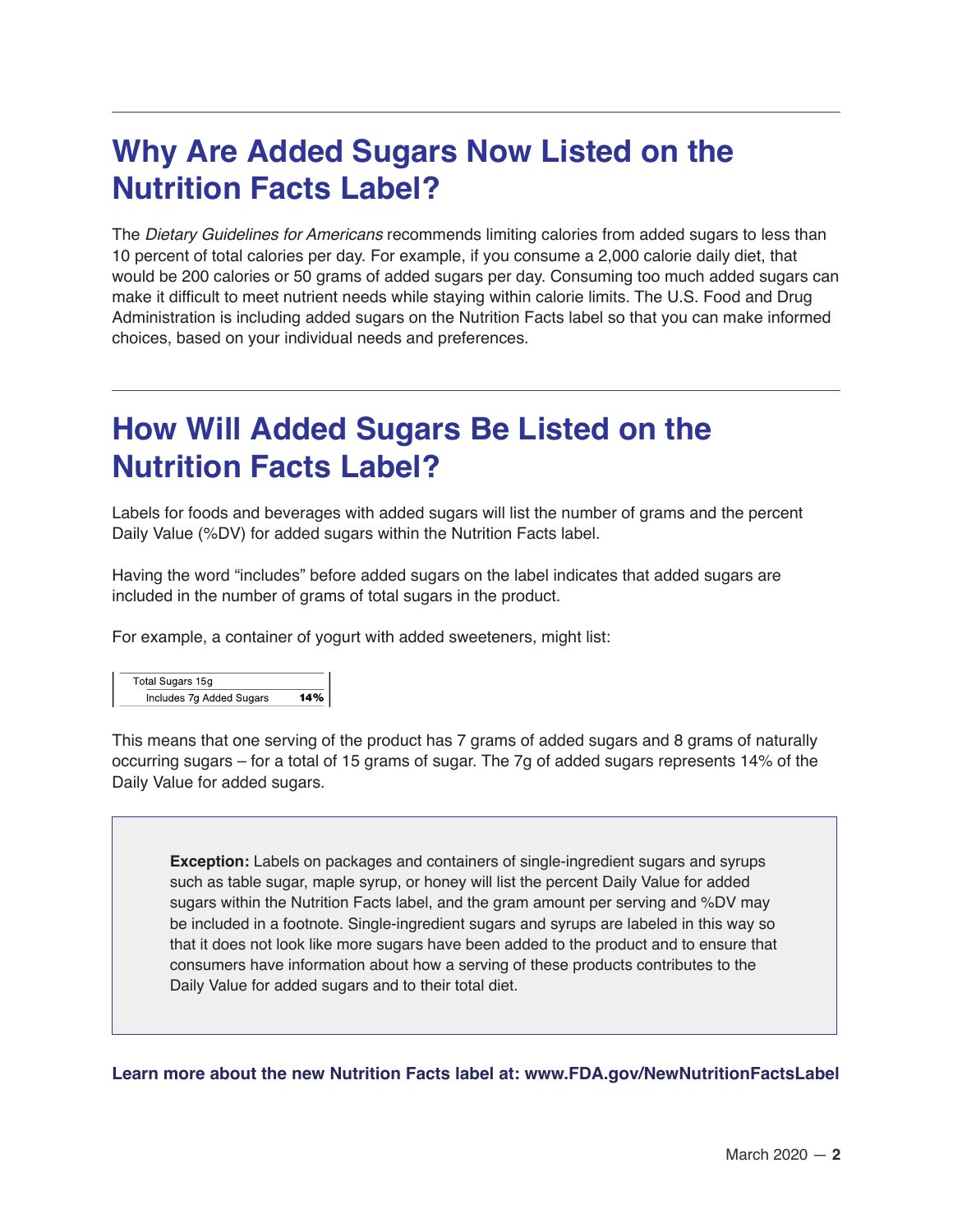## Why Are Added Sugars Now Listed on the Nutrition Facts Label?

The *Dietary Guidelines for Americans* recommends limiting calories from added sugars to less than 10 percent of total calories per day. For example, if you consume a 2,000 calorie daily diet, that would be 200 calories or 50 grams of added sugars per day. Consuming too much added sugars can make it difficult to meet nutrient needs while staying within calorie limits. The U.S. Food and Drug Administration is including added sugars on the Nutrition Facts label so that you can make informed choices, based on your individual needs and preferences.

## How Will Added Sugars Be Listed on the Nutrition Facts Label?

Labels for foods and beverages with added sugars will list the number of grams and the percent Daily Value (%DV) for added sugars within the Nutrition Facts label.

Having the word "includes" before added sugars on the label indicates that added sugars are included in the number of grams of total sugars in the product.

For example, a container of yogurt with added sweeteners, might list:

| Total Sugars 15g | |
|---|---|
| Includes 7g Added Sugars | **14%** |

This means that one serving of the product has 7 grams of added sugars and 8 grams of naturally occurring sugars – for a total of 15 grams of sugar. The 7g of added sugars represents 14% of the Daily Value for added sugars.

> **Exception:** Labels on packages and containers of single-ingredient sugars and syrups such as table sugar, maple syrup, or honey will list the percent Daily Value for added sugars within the Nutrition Facts label, and the gram amount per serving and %DV may be included in a footnote. Single-ingredient sugars and syrups are labeled in this way so that it does not look like more sugars have been added to the product and to ensure that consumers have information about how a serving of these products contributes to the Daily Value for added sugars and to their total diet.

**Learn more about the new Nutrition Facts label at: www.FDA.gov/NewNutritionFactsLabel**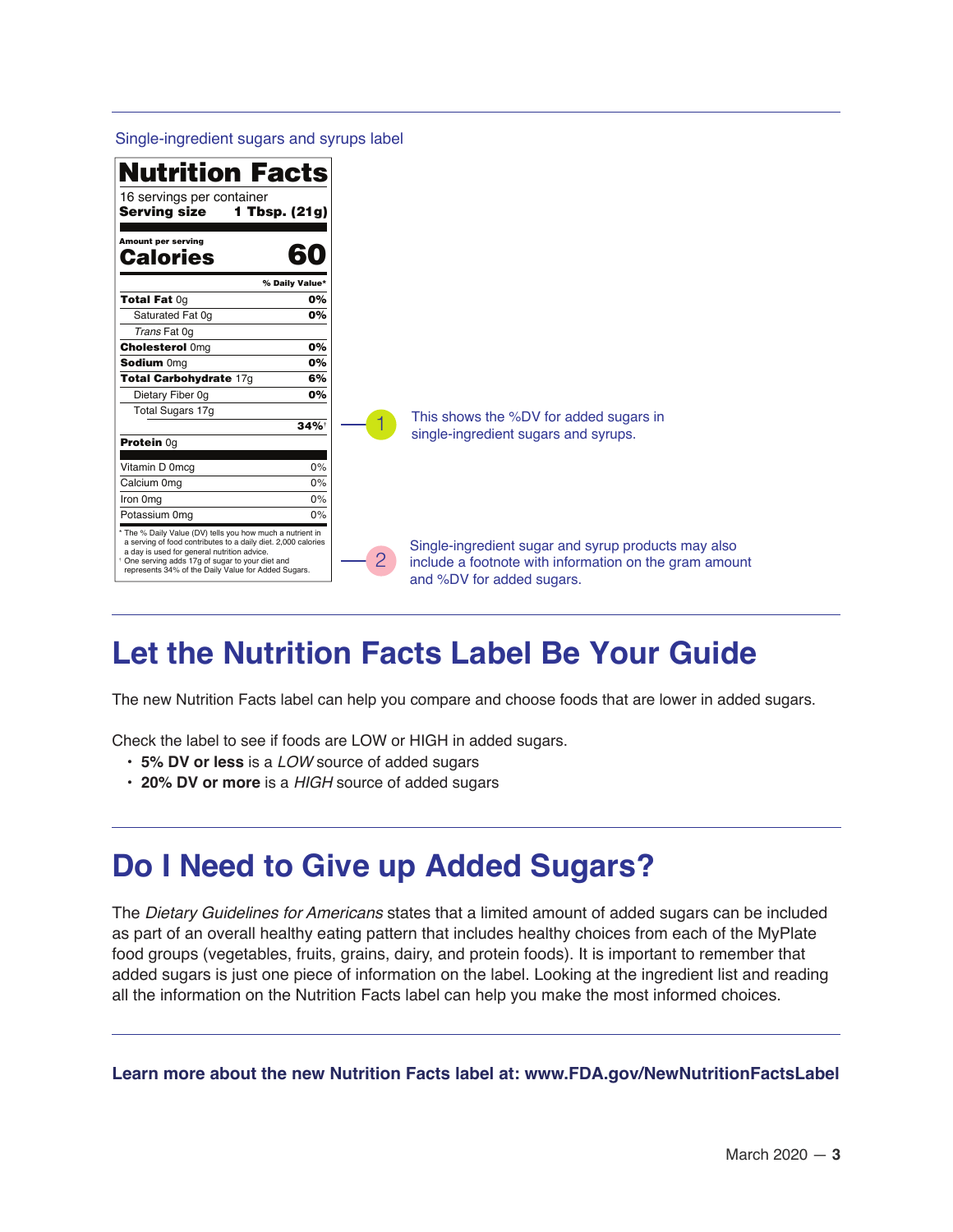Single-ingredient sugars and syrups label

**Nutrition Facts**

16 servings per container
**Serving size 1 Tbsp. (21g)**

**Amount per serving**
**Calories 60**

| | % Daily Value* |
|---|---|
| **Total Fat** 0g | **0%** |
| Saturated Fat 0g | **0%** |
| *Trans* Fat 0g | |
| **Cholesterol** 0mg | **0%** |
| **Sodium** 0mg | **0%** |
| **Total Carbohydrate** 17g | **6%** |
| Dietary Fiber 0g | **0%** |
| Total Sugars 17g | |
| | **34%**† |
| **Protein** 0g | |
| Vitamin D 0mcg | 0% |
| Calcium 0mg | 0% |
| Iron 0mg | 0% |
| Potassium 0mg | 0% |

* The % Daily Value (DV) tells you how much a nutrient in a serving of food contributes to a daily diet. 2,000 calories a day is used for general nutrition advice.
† One serving adds 17g of sugar to your diet and represents 34% of the Daily Value for Added Sugars.

1. This shows the %DV for added sugars in single-ingredient sugars and syrups.

2. Single-ingredient sugar and syrup products may also include a footnote with information on the gram amount and %DV for added sugars.

## Let the Nutrition Facts Label Be Your Guide

The new Nutrition Facts label can help you compare and choose foods that are lower in added sugars.

Check the label to see if foods are LOW or HIGH in added sugars.

- **5% DV or less** is a *LOW* source of added sugars
- **20% DV or more** is a *HIGH* source of added sugars

## Do I Need to Give up Added Sugars?

The *Dietary Guidelines for Americans* states that a limited amount of added sugars can be included as part of an overall healthy eating pattern that includes healthy choices from each of the MyPlate food groups (vegetables, fruits, grains, dairy, and protein foods). It is important to remember that added sugars is just one piece of information on the label. Looking at the ingredient list and reading all the information on the Nutrition Facts label can help you make the most informed choices.

**Learn more about the new Nutrition Facts label at: www.FDA.gov/NewNutritionFactsLabel**

March 2020